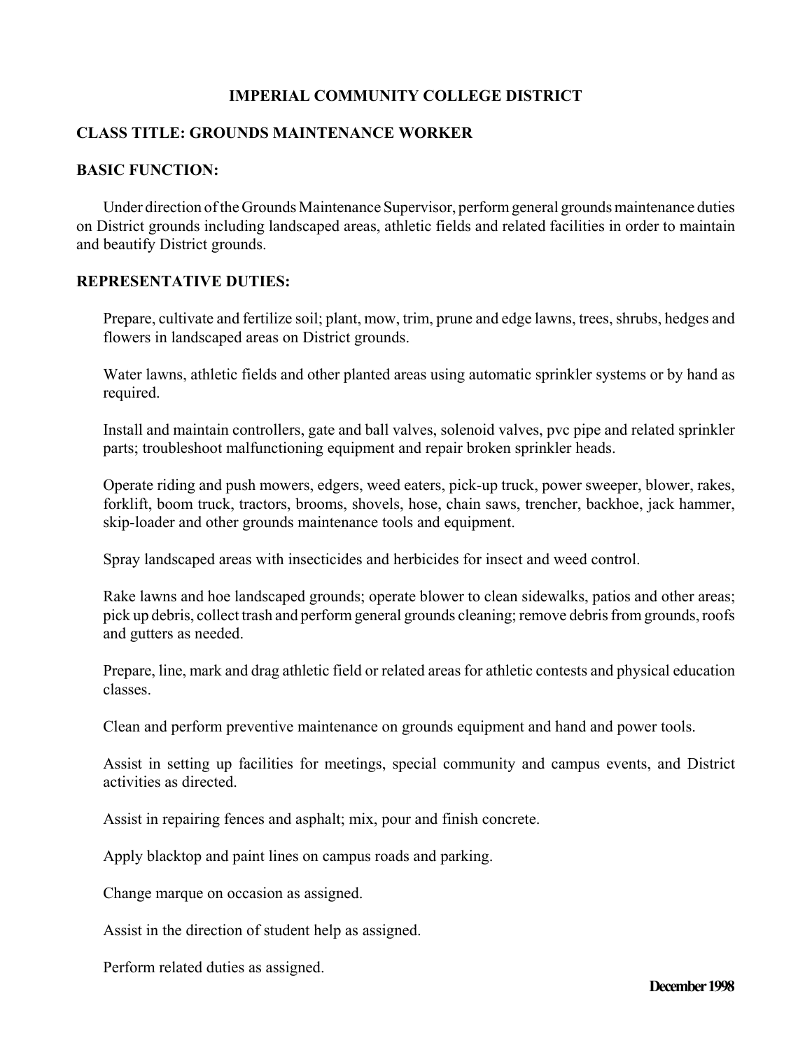# IMPERIAL COMMUNITY COLLEGE DISTRICT

## CLASS TITLE: GROUNDS MAINTENANCE WORKER

## BASIC FUNCTION:

Under direction of the Grounds Maintenance Supervisor, perform general grounds maintenance duties on District grounds including landscaped areas, athletic fields and related facilities in order to maintain and beautify District grounds.

## REPRESENTATIVE DUTIES:

Prepare, cultivate and fertilize soil; plant, mow, trim, prune and edge lawns, trees, shrubs, hedges and flowers in landscaped areas on District grounds.

Water lawns, athletic fields and other planted areas using automatic sprinkler systems or by hand as required.

Install and maintain controllers, gate and ball valves, solenoid valves, pvc pipe and related sprinkler parts; troubleshoot malfunctioning equipment and repair broken sprinkler heads.

Operate riding and push mowers, edgers, weed eaters, pick-up truck, power sweeper, blower, rakes, forklift, boom truck, tractors, brooms, shovels, hose, chain saws, trencher, backhoe, jack hammer, skip-loader and other grounds maintenance tools and equipment.

Spray landscaped areas with insecticides and herbicides for insect and weed control.

Rake lawns and hoe landscaped grounds; operate blower to clean sidewalks, patios and other areas; pick up debris, collect trash and perform general grounds cleaning; remove debris from grounds, roofs and gutters as needed.

Prepare, line, mark and drag athletic field or related areas for athletic contests and physical education classes.

Clean and perform preventive maintenance on grounds equipment and hand and power tools.

Assist in setting up facilities for meetings, special community and campus events, and District activities as directed.

Assist in repairing fences and asphalt; mix, pour and finish concrete.

Apply blacktop and paint lines on campus roads and parking.

Change marque on occasion as assigned.

Assist in the direction of student help as assigned.

Perform related duties as assigned.

**December 1998**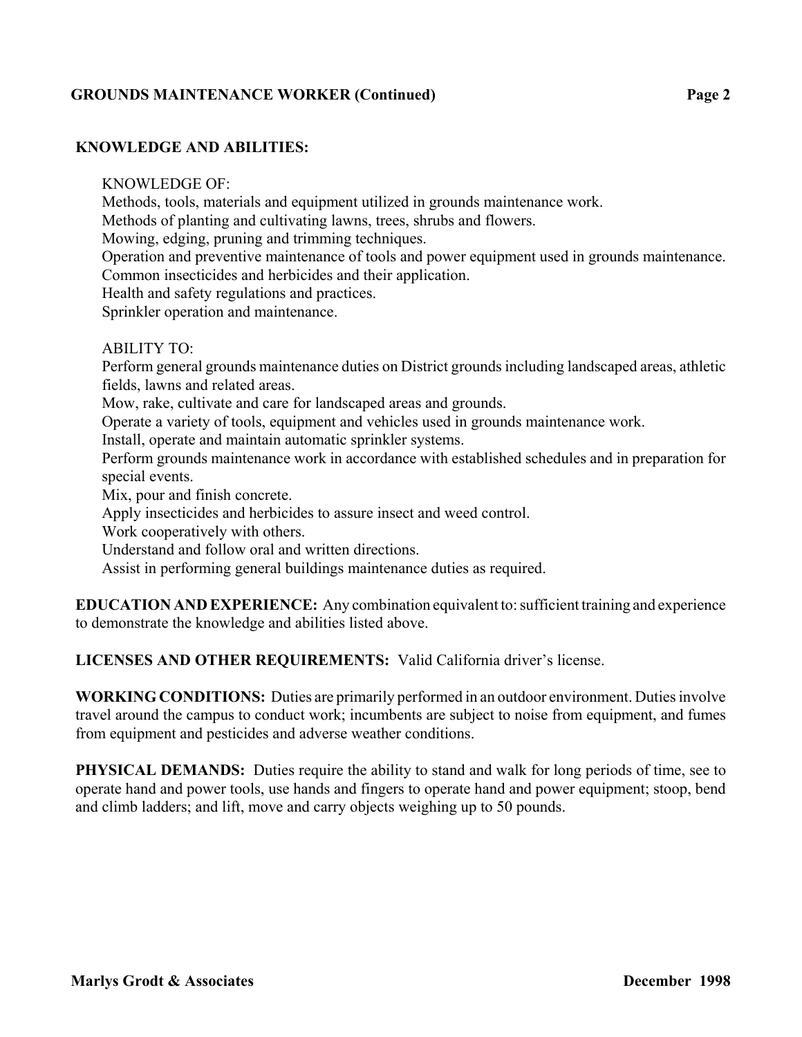## KNOWLEDGE AND ABILITIES:

KNOWLEDGE OF:

Methods, tools, materials and equipment utilized in grounds maintenance work.
Methods of planting and cultivating lawns, trees, shrubs and flowers.
Mowing, edging, pruning and trimming techniques.
Operation and preventive maintenance of tools and power equipment used in grounds maintenance.
Common insecticides and herbicides and their application.
Health and safety regulations and practices.
Sprinkler operation and maintenance.

ABILITY TO:

Perform general grounds maintenance duties on District grounds including landscaped areas, athletic fields, lawns and related areas.
Mow, rake, cultivate and care for landscaped areas and grounds.
Operate a variety of tools, equipment and vehicles used in grounds maintenance work.
Install, operate and maintain automatic sprinkler systems.
Perform grounds maintenance work in accordance with established schedules and in preparation for special events.
Mix, pour and finish concrete.
Apply insecticides and herbicides to assure insect and weed control.
Work cooperatively with others.
Understand and follow oral and written directions.
Assist in performing general buildings maintenance duties as required.

**EDUCATION AND EXPERIENCE:** Any combination equivalent to: sufficient training and experience to demonstrate the knowledge and abilities listed above.

**LICENSES AND OTHER REQUIREMENTS:** Valid California driver's license.

**WORKING CONDITIONS:** Duties are primarily performed in an outdoor environment. Duties involve travel around the campus to conduct work; incumbents are subject to noise from equipment, and fumes from equipment and pesticides and adverse weather conditions.

**PHYSICAL DEMANDS:** Duties require the ability to stand and walk for long periods of time, see to operate hand and power tools, use hands and fingers to operate hand and power equipment; stoop, bend and climb ladders; and lift, move and carry objects weighing up to 50 pounds.